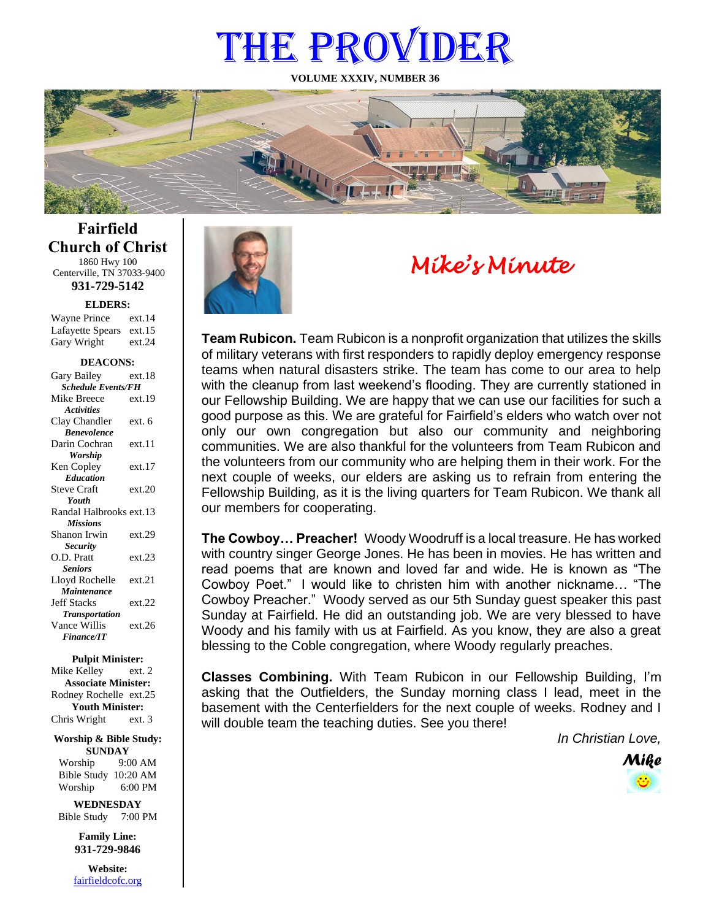# THE PROVIDER

**VOLUME XXXIV, NUMBER 36**

## Fairfield Church of Christ

1860 Hwy 100
Centerville, TN 37033-9400
**931-729-5142**

**ELDERS:**

| | |
|---|---|
| Wayne Prince | ext.14 |
| Lafayette Spears | ext.15 |
| Gary Wright | ext.24 |

**DEACONS:**

| | |
|---|---|
| Gary Bailey *Schedule Events/FH* | ext.18 |
| Mike Breece *Activities* | ext.19 |
| Clay Chandler *Benevolence* | ext. 6 |
| Darin Cochran *Worship* | ext.11 |
| Ken Copley *Education* | ext.17 |
| Steve Craft *Youth* | ext.20 |
| Randal Halbrooks *Missions* | ext.13 |
| Shanon Irwin *Security* | ext.29 |
| O.D. Pratt *Seniors* | ext.23 |
| Lloyd Rochelle *Maintenance* | ext.21 |
| Jeff Stacks *Transportation* | ext.22 |
| Vance Willis *Finance/IT* | ext.26 |

**Pulpit Minister:**
Mike Kelley ext. 2
**Associate Minister:**
Rodney Rochelle ext.25
**Youth Minister:**
Chris Wright ext. 3

**Worship & Bible Study:**
**SUNDAY**
Worship 9:00 AM
Bible Study 10:20 AM
Worship 6:00 PM

**WEDNESDAY**
Bible Study 7:00 PM

**Family Line:**
**931-729-9846**

**Website:**
fairfieldcofc.org

## *Mike's Minute*

**Team Rubicon.** Team Rubicon is a nonprofit organization that utilizes the skills of military veterans with first responders to rapidly deploy emergency response teams when natural disasters strike. The team has come to our area to help with the cleanup from last weekend's flooding. They are currently stationed in our Fellowship Building. We are happy that we can use our facilities for such a good purpose as this. We are grateful for Fairfield's elders who watch over not only our own congregation but also our community and neighboring communities. We are also thankful for the volunteers from Team Rubicon and the volunteers from our community who are helping them in their work. For the next couple of weeks, our elders are asking us to refrain from entering the Fellowship Building, as it is the living quarters for Team Rubicon. We thank all our members for cooperating.

**The Cowboy… Preacher!** Woody Woodruff is a local treasure. He has worked with country singer George Jones. He has been in movies. He has written and read poems that are known and loved far and wide. He is known as "The Cowboy Poet." I would like to christen him with another nickname… "The Cowboy Preacher." Woody served as our 5th Sunday guest speaker this past Sunday at Fairfield. He did an outstanding job. We are very blessed to have Woody and his family with us at Fairfield. As you know, they are also a great blessing to the Coble congregation, where Woody regularly preaches.

**Classes Combining.** With Team Rubicon in our Fellowship Building, I'm asking that the Outfielders, the Sunday morning class I lead, meet in the basement with the Centerfielders for the next couple of weeks. Rodney and I will double team the teaching duties. See you there!

*In Christian Love,*

***Mike***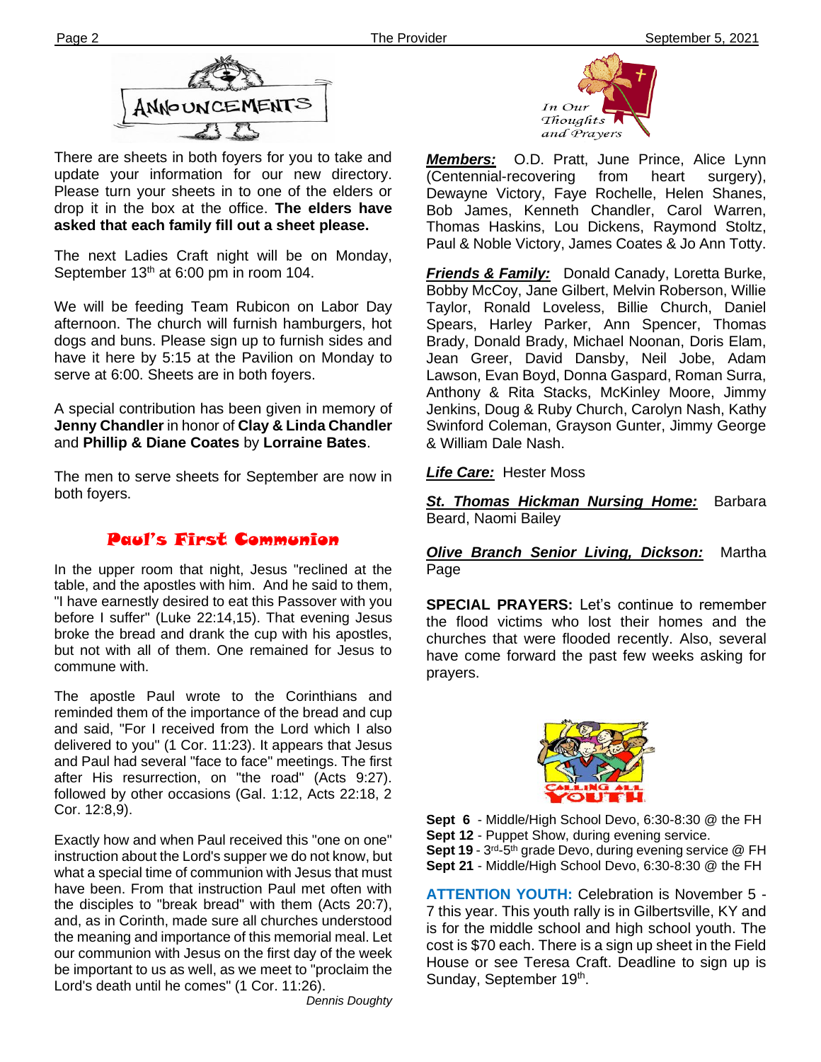# ANNOUNCEMENTS

There are sheets in both foyers for you to take and update your information for our new directory. Please turn your sheets in to one of the elders or drop it in the box at the office. **The elders have asked that each family fill out a sheet please.**

The next Ladies Craft night will be on Monday, September 13th at 6:00 pm in room 104.

We will be feeding Team Rubicon on Labor Day afternoon. The church will furnish hamburgers, hot dogs and buns. Please sign up to furnish sides and have it here by 5:15 at the Pavilion on Monday to serve at 6:00. Sheets are in both foyers.

A special contribution has been given in memory of **Jenny Chandler** in honor of **Clay & Linda Chandler** and **Phillip & Diane Coates** by **Lorraine Bates**.

The men to serve sheets for September are now in both foyers.

## Paul's First Communion

In the upper room that night, Jesus "reclined at the table, and the apostles with him. And he said to them, "I have earnestly desired to eat this Passover with you before I suffer" (Luke 22:14,15). That evening Jesus broke the bread and drank the cup with his apostles, but not with all of them. One remained for Jesus to commune with.

The apostle Paul wrote to the Corinthians and reminded them of the importance of the bread and cup and said, "For I received from the Lord which I also delivered to you" (1 Cor. 11:23). It appears that Jesus and Paul had several "face to face" meetings. The first after His resurrection, on "the road" (Acts 9:27). followed by other occasions (Gal. 1:12, Acts 22:18, 2 Cor. 12:8,9).

Exactly how and when Paul received this "one on one" instruction about the Lord's supper we do not know, but what a special time of communion with Jesus that must have been. From that instruction Paul met often with the disciples to "break bread" with them (Acts 20:7), and, as in Corinth, made sure all churches understood the meaning and importance of this memorial meal. Let our communion with Jesus on the first day of the week be important to us as well, as we meet to "proclaim the Lord's death until he comes" (1 Cor. 11:26).

*Dennis Doughty*

## In Our Thoughts and Prayers

***Members:*** O.D. Pratt, June Prince, Alice Lynn (Centennial-recovering from heart surgery), Dewayne Victory, Faye Rochelle, Helen Shanes, Bob James, Kenneth Chandler, Carol Warren, Thomas Haskins, Lou Dickens, Raymond Stoltz, Paul & Noble Victory, James Coates & Jo Ann Totty.

***Friends & Family:*** Donald Canady, Loretta Burke, Bobby McCoy, Jane Gilbert, Melvin Roberson, Willie Taylor, Ronald Loveless, Billie Church, Daniel Spears, Harley Parker, Ann Spencer, Thomas Brady, Donald Brady, Michael Noonan, Doris Elam, Jean Greer, David Dansby, Neil Jobe, Adam Lawson, Evan Boyd, Donna Gaspard, Roman Surra, Anthony & Rita Stacks, McKinley Moore, Jimmy Jenkins, Doug & Ruby Church, Carolyn Nash, Kathy Swinford Coleman, Grayson Gunter, Jimmy George & William Dale Nash.

***Life Care:*** Hester Moss

***St. Thomas Hickman Nursing Home:*** Barbara Beard, Naomi Bailey

***Olive Branch Senior Living, Dickson:*** Martha Page

**SPECIAL PRAYERS:** Let's continue to remember the flood victims who lost their homes and the churches that were flooded recently. Also, several have come forward the past few weeks asking for prayers.

## CALLING ALL YOUTH

**Sept 6** - Middle/High School Devo, 6:30-8:30 @ the FH
**Sept 12** - Puppet Show, during evening service.
**Sept 19** - 3rd-5th grade Devo, during evening service @ FH
**Sept 21** - Middle/High School Devo, 6:30-8:30 @ the FH

**ATTENTION YOUTH:** Celebration is November 5 - 7 this year. This youth rally is in Gilbertsville, KY and is for the middle school and high school youth. The cost is $70 each. There is a sign up sheet in the Field House or see Teresa Craft. Deadline to sign up is Sunday, September 19th.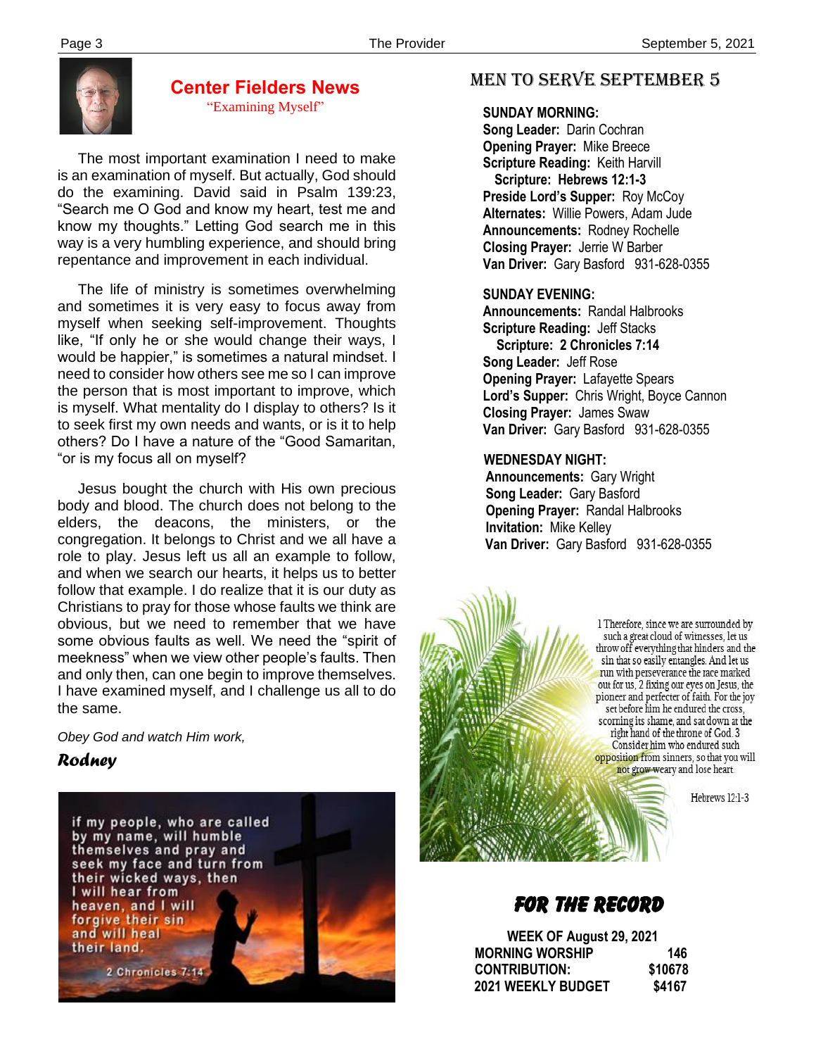## Center Fielders News

"Examining Myself"

The most important examination I need to make is an examination of myself. But actually, God should do the examining. David said in Psalm 139:23, "Search me O God and know my heart, test me and know my thoughts." Letting God search me in this way is a very humbling experience, and should bring repentance and improvement in each individual.

The life of ministry is sometimes overwhelming and sometimes it is very easy to focus away from myself when seeking self-improvement. Thoughts like, "If only he or she would change their ways, I would be happier," is sometimes a natural mindset. I need to consider how others see me so I can improve the person that is most important to improve, which is myself. What mentality do I display to others? Is it to seek first my own needs and wants, or is it to help others? Do I have a nature of the "Good Samaritan, "or is my focus all on myself?

Jesus bought the church with His own precious body and blood. The church does not belong to the elders, the deacons, the ministers, or the congregation. It belongs to Christ and we all have a role to play. Jesus left us all an example to follow, and when we search our hearts, it helps us to better follow that example. I do realize that it is our duty as Christians to pray for those whose faults we think are obvious, but we need to remember that we have some obvious faults as well. We need the "spirit of meekness" when we view other people's faults. Then and only then, can one begin to improve themselves. I have examined myself, and I challenge us all to do the same.

*Obey God and watch Him work,*

***Rodney***

if my people, who are called by my name, will humble themselves and pray and seek my face and turn from their wicked ways, then I will hear from heaven, and I will forgive their sin and will heal their land.

2 Chronicles 7:14

## MEN TO SERVE SEPTEMBER 5

**SUNDAY MORNING:**
**Song Leader:** Darin Cochran
**Opening Prayer:** Mike Breece
**Scripture Reading:** Keith Harvill
**Scripture: Hebrews 12:1-3**
**Preside Lord's Supper:** Roy McCoy
**Alternates:** Willie Powers, Adam Jude
**Announcements:** Rodney Rochelle
**Closing Prayer:** Jerrie W Barber
**Van Driver:** Gary Basford 931-628-0355

**SUNDAY EVENING:**
**Announcements:** Randal Halbrooks
**Scripture Reading:** Jeff Stacks
**Scripture: 2 Chronicles 7:14**
**Song Leader:** Jeff Rose
**Opening Prayer:** Lafayette Spears
**Lord's Supper:** Chris Wright, Boyce Cannon
**Closing Prayer:** James Swaw
**Van Driver:** Gary Basford 931-628-0355

**WEDNESDAY NIGHT:**
**Announcements:** Gary Wright
**Song Leader:** Gary Basford
**Opening Prayer:** Randal Halbrooks
**Invitation:** Mike Kelley
**Van Driver:** Gary Basford 931-628-0355

1 Therefore, since we are surrounded by such a great cloud of witnesses, let us throw off everything that hinders and the sin that so easily entangles. And let us run with perseverance the race marked out for us, 2 fixing our eyes on Jesus, the pioneer and perfecter of faith. For the joy set before him he endured the cross, scorning its shame, and sat down at the right hand of the throne of God. 3 Consider him who endured such opposition from sinners, so that you will not grow weary and lose heart.

Hebrews 12:1-3

## *FOR THE RECORD*

**WEEK OF August 29, 2021**

| | |
|---|---|
| **MORNING WORSHIP** | **146** |
| **CONTRIBUTION:** | **$10678** |
| **2021 WEEKLY BUDGET** | **$4167** |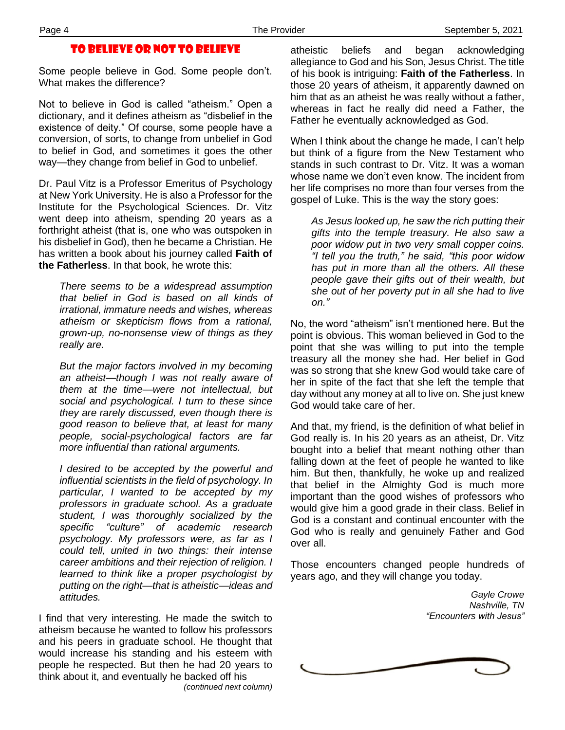## To Believe or Not to Believe

Some people believe in God. Some people don't. What makes the difference?

Not to believe in God is called "atheism." Open a dictionary, and it defines atheism as "disbelief in the existence of deity." Of course, some people have a conversion, of sorts, to change from unbelief in God to belief in God, and sometimes it goes the other way—they change from belief in God to unbelief.

Dr. Paul Vitz is a Professor Emeritus of Psychology at New York University. He is also a Professor for the Institute for the Psychological Sciences. Dr. Vitz went deep into atheism, spending 20 years as a forthright atheist (that is, one who was outspoken in his disbelief in God), then he became a Christian. He has written a book about his journey called **Faith of the Fatherless**. In that book, he wrote this:

> *There seems to be a widespread assumption that belief in God is based on all kinds of irrational, immature needs and wishes, whereas atheism or skepticism flows from a rational, grown-up, no-nonsense view of things as they really are.*
>
> *But the major factors involved in my becoming an atheist—though I was not really aware of them at the time—were not intellectual, but social and psychological. I turn to these since they are rarely discussed, even though there is good reason to believe that, at least for many people, social-psychological factors are far more influential than rational arguments.*
>
> *I desired to be accepted by the powerful and influential scientists in the field of psychology. In particular, I wanted to be accepted by my professors in graduate school. As a graduate student, I was thoroughly socialized by the specific "culture" of academic research psychology. My professors were, as far as I could tell, united in two things: their intense career ambitions and their rejection of religion. I learned to think like a proper psychologist by putting on the right—that is atheistic—ideas and attitudes.*

I find that very interesting. He made the switch to atheism because he wanted to follow his professors and his peers in graduate school. He thought that would increase his standing and his esteem with people he respected. But then he had 20 years to think about it, and eventually he backed off his atheistic beliefs and began acknowledging allegiance to God and his Son, Jesus Christ. The title of his book is intriguing: **Faith of the Fatherless**. In those 20 years of atheism, it apparently dawned on him that as an atheist he was really without a father, whereas in fact he really did need a Father, the Father he eventually acknowledged as God.

When I think about the change he made, I can't help but think of a figure from the New Testament who stands in such contrast to Dr. Vitz. It was a woman whose name we don't even know. The incident from her life comprises no more than four verses from the gospel of Luke. This is the way the story goes:

> *As Jesus looked up, he saw the rich putting their gifts into the temple treasury. He also saw a poor widow put in two very small copper coins. "I tell you the truth," he said, "this poor widow has put in more than all the others. All these people gave their gifts out of their wealth, but she out of her poverty put in all she had to live on."*

No, the word "atheism" isn't mentioned here. But the point is obvious. This woman believed in God to the point that she was willing to put into the temple treasury all the money she had. Her belief in God was so strong that she knew God would take care of her in spite of the fact that she left the temple that day without any money at all to live on. She just knew God would take care of her.

And that, my friend, is the definition of what belief in God really is. In his 20 years as an atheist, Dr. Vitz bought into a belief that meant nothing other than falling down at the feet of people he wanted to like him. But then, thankfully, he woke up and realized that belief in the Almighty God is much more important than the good wishes of professors who would give him a good grade in their class. Belief in God is a constant and continual encounter with the God who is really and genuinely Father and God over all.

Those encounters changed people hundreds of years ago, and they will change you today.

*Gayle Crowe*
*Nashville, TN*
*"Encounters with Jesus"*